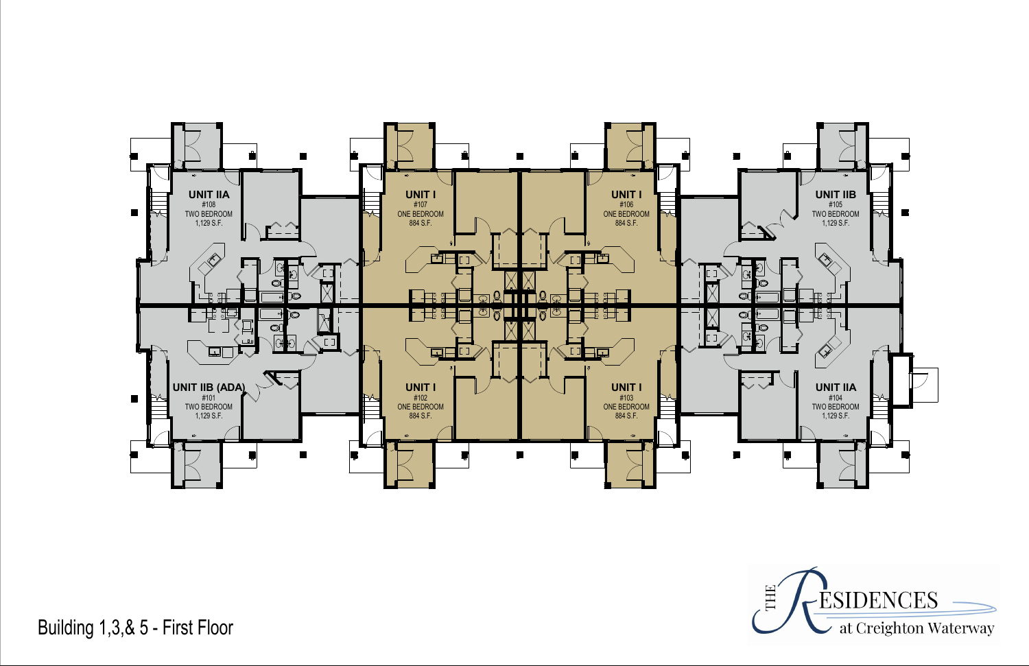UNIT IIA
#108
TWO BEDROOM
1,129 S.F.

UNIT I
#107
ONE BEDROOM
884 S.F.

UNIT I
#106
ONE BEDROOM
884 S.F.

UNIT IIB
#105
TWO BEDROOM
1,129 S.F.

UNIT IIB (ADA)
#101
TWO BEDROOM
1,129 S.F.

UNIT I
#102
ONE BEDROOM
884 S.F.

UNIT I
#103
ONE BEDROOM
884 S.F.

UNIT IIA
#104
TWO BEDROOM
1,129 S.F.

Building 1,3,& 5 - First Floor

THE RESIDENCES at Creighton Waterway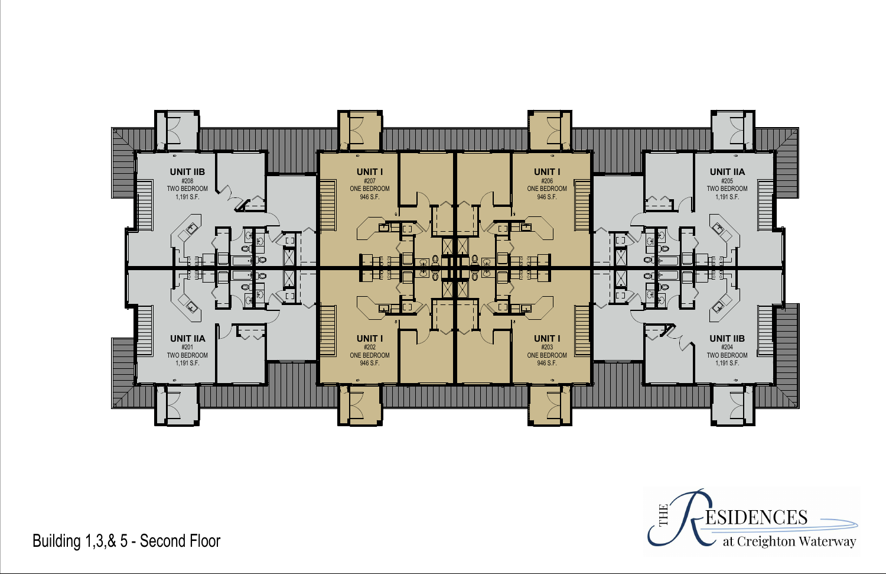UNIT IIB
#208
TWO BEDROOM
1,191 S.F.

UNIT I
#207
ONE BEDROOM
946 S.F.

UNIT I
#206
ONE BEDROOM
946 S.F.

UNIT IIA
#205
TWO BEDROOM
1,191 S.F.

UNIT IIA
#201
TWO BEDROOM
1,191 S.F.

UNIT I
#202
ONE BEDROOM
946 S.F.

UNIT I
#203
ONE BEDROOM
946 S.F.

UNIT IIB
#204
TWO BEDROOM
1,191 S.F.

Building 1,3,& 5 - Second Floor

THE RESIDENCES at Creighton Waterway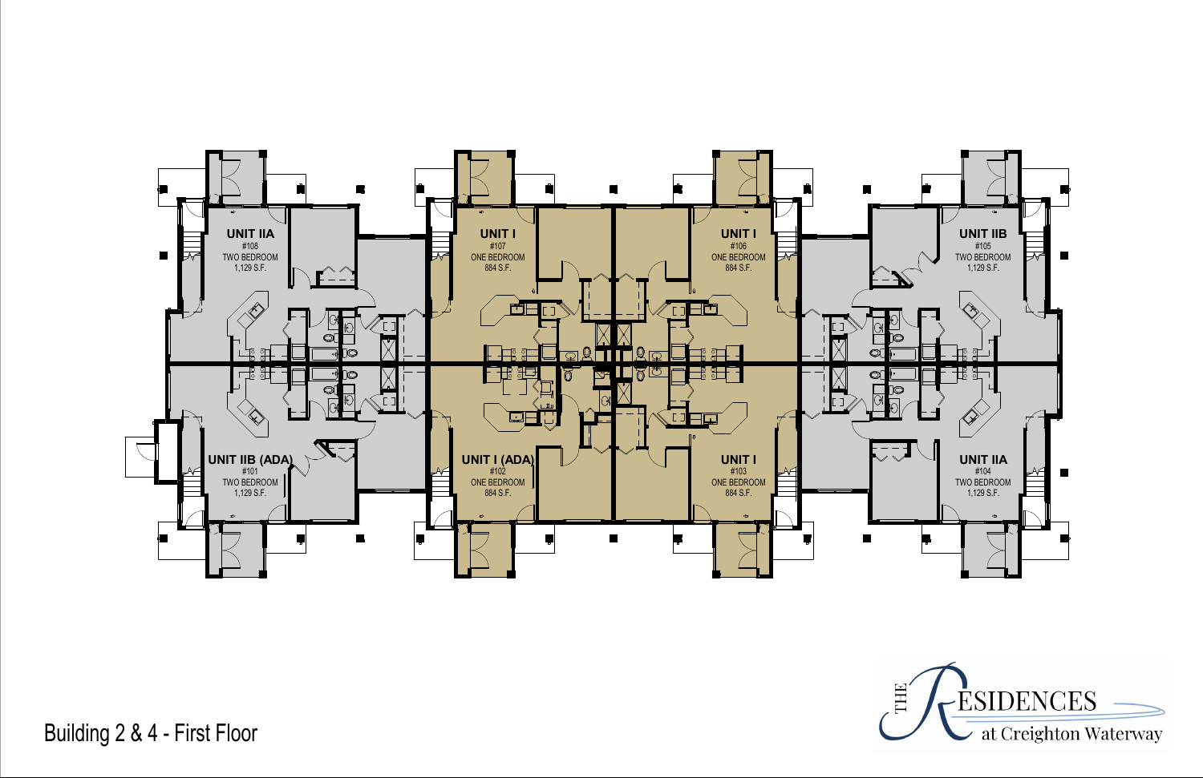UNIT IIA
#108
TWO BEDROOM
1,129 S.F.

UNIT I
#107
ONE BEDROOM
884 S.F.

UNIT I
#106
ONE BEDROOM
884 S.F.

UNIT IIB
#105
TWO BEDROOM
1,129 S.F.

UNIT IIB (ADA)
#101
TWO BEDROOM
1,129 S.F.

UNIT I (ADA)
#102
ONE BEDROOM
884 S.F.

UNIT I
#103
ONE BEDROOM
884 S.F.

UNIT IIA
#104
TWO BEDROOM
1,129 S.F.

Building 2 & 4 - First Floor

THE RESIDENCES at Creighton Waterway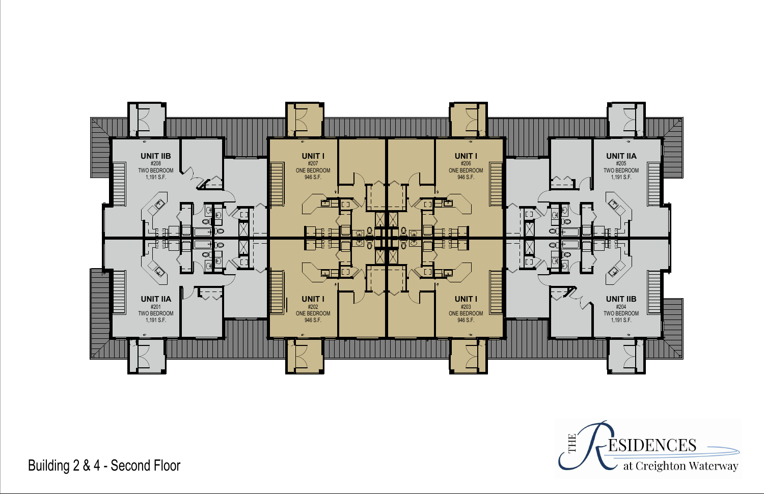UNIT IIB
#208
TWO BEDROOM
1,191 S.F.

UNIT I
#207
ONE BEDROOM
946 S.F.

UNIT I
#206
ONE BEDROOM
946 S.F.

UNIT IIA
#205
TWO BEDROOM
1,191 S.F.

UNIT IIA
#201
TWO BEDROOM
1,191 S.F.

UNIT I
#202
ONE BEDROOM
946 S.F.

UNIT I
#203
ONE BEDROOM
946 S.F.

UNIT IIB
#204
TWO BEDROOM
1,191 S.F.

Building 2 & 4 - Second Floor

THE RESIDENCES at Creighton Waterway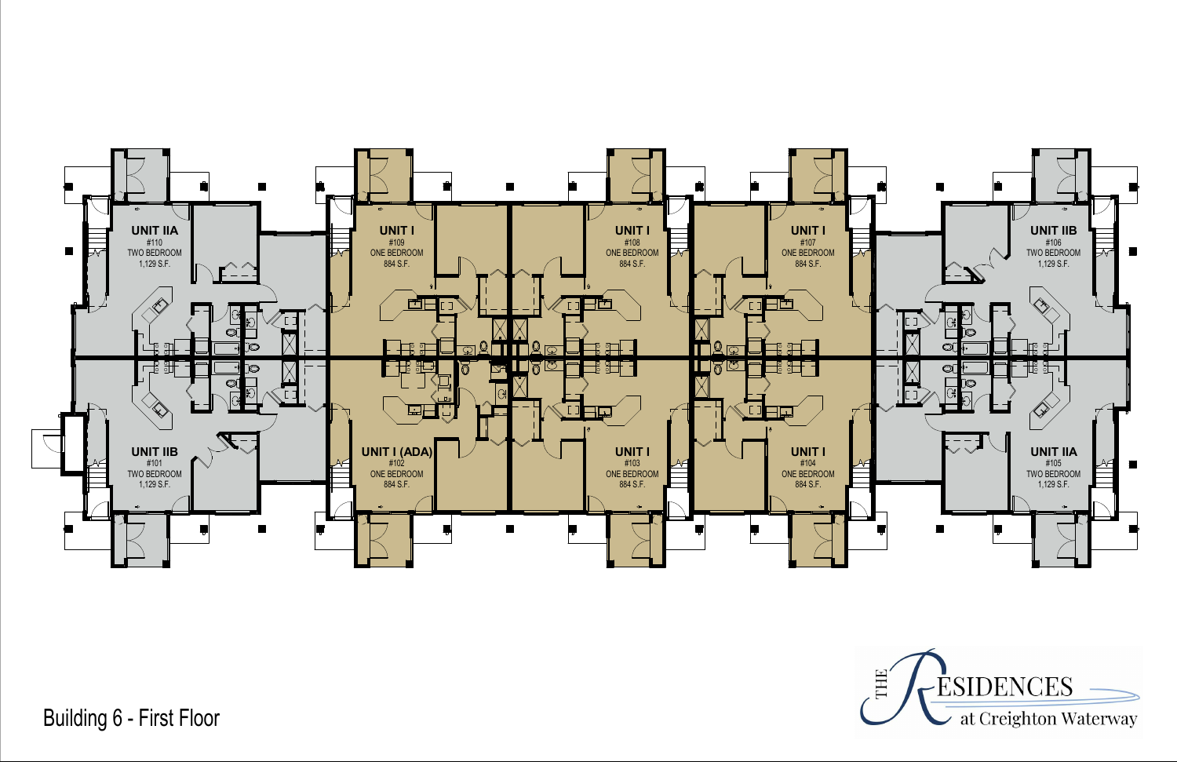UNIT IIA
#110
TWO BEDROOM
1,129 S.F.

UNIT I
#109
ONE BEDROOM
884 S.F.

UNIT I
#108
ONE BEDROOM
884 S.F.

UNIT I
#107
ONE BEDROOM
884 S.F.

UNIT IIB
#106
TWO BEDROOM
1,129 S.F.

UNIT IIB
#101
TWO BEDROOM
1,129 S.F.

UNIT I (ADA)
#102
ONE BEDROOM
884 S.F.

UNIT I
#103
ONE BEDROOM
884 S.F.

UNIT I
#104
ONE BEDROOM
884 S.F.

UNIT IIA
#105
TWO BEDROOM
1,129 S.F.

Building 6 - First Floor

THE RESIDENCES at Creighton Waterway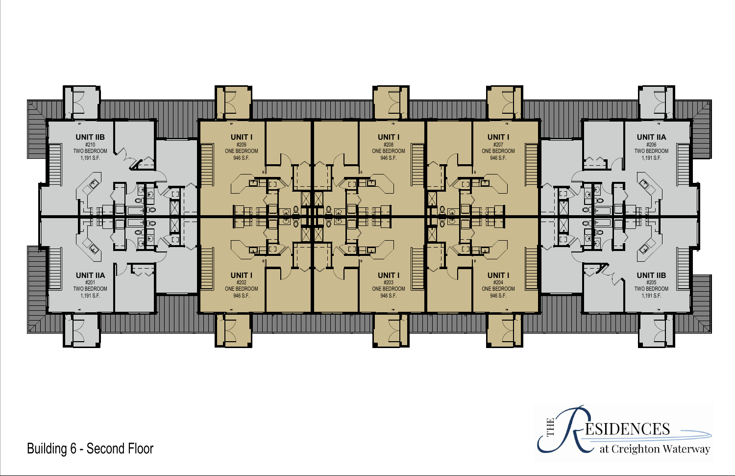UNIT IIB
#210
TWO BEDROOM
1,191 S.F.

UNIT I
#209
ONE BEDROOM
946 S.F.

UNIT I
#208
ONE BEDROOM
946 S.F.

UNIT I
#207
ONE BEDROOM
946 S.F.

UNIT IIA
#206
TWO BEDROOM
1,191 S.F.

UNIT IIA
#201
TWO BEDROOM
1,191 S.F.

UNIT I
#202
ONE BEDROOM
946 S.F.

UNIT I
#203
ONE BEDROOM
946 S.F.

UNIT I
#204
ONE BEDROOM
946 S.F.

UNIT IIB
#205
TWO BEDROOM
1,191 S.F.

Building 6 - Second Floor

THE RESIDENCES at Creighton Waterway